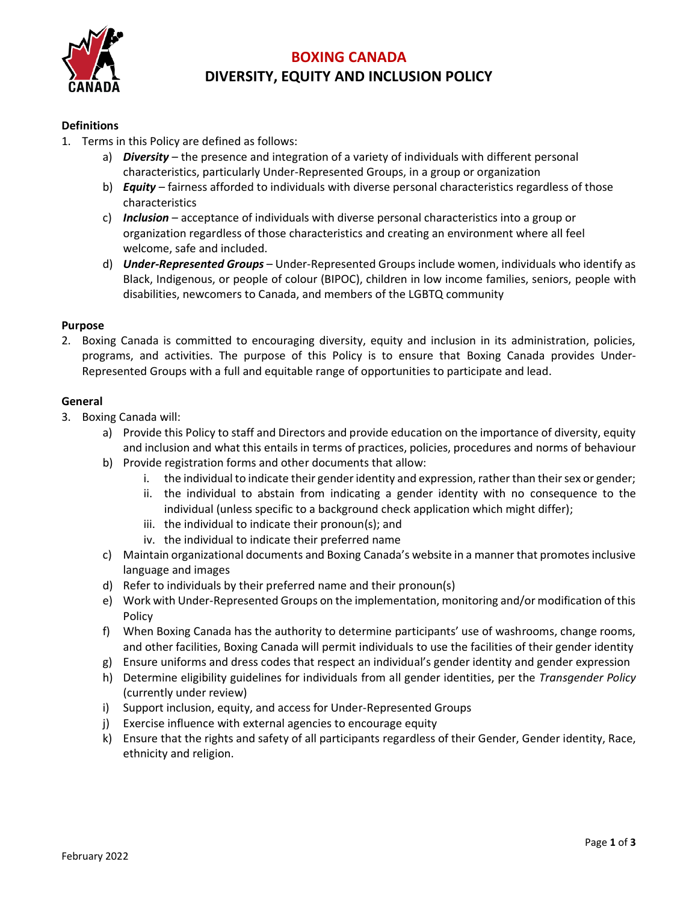# BOXING CANADA

## DIVERSITY, EQUITY AND INCLUSION POLICY

**Definitions**

1. Terms in this Policy are defined as follows:
   a) ***Diversity*** – the presence and integration of a variety of individuals with different personal characteristics, particularly Under-Represented Groups, in a group or organization
   b) ***Equity*** – fairness afforded to individuals with diverse personal characteristics regardless of those characteristics
   c) ***Inclusion*** – acceptance of individuals with diverse personal characteristics into a group or organization regardless of those characteristics and creating an environment where all feel welcome, safe and included.
   d) ***Under-Represented Groups*** – Under-Represented Groups include women, individuals who identify as Black, Indigenous, or people of colour (BIPOC), children in low income families, seniors, people with disabilities, newcomers to Canada, and members of the LGBTQ community

**Purpose**

2. Boxing Canada is committed to encouraging diversity, equity and inclusion in its administration, policies, programs, and activities. The purpose of this Policy is to ensure that Boxing Canada provides Under-Represented Groups with a full and equitable range of opportunities to participate and lead.

**General**

3. Boxing Canada will:
   a) Provide this Policy to staff and Directors and provide education on the importance of diversity, equity and inclusion and what this entails in terms of practices, policies, procedures and norms of behaviour
   b) Provide registration forms and other documents that allow:
      i. the individual to indicate their gender identity and expression, rather than their sex or gender;
      ii. the individual to abstain from indicating a gender identity with no consequence to the individual (unless specific to a background check application which might differ);
      iii. the individual to indicate their pronoun(s); and
      iv. the individual to indicate their preferred name
   c) Maintain organizational documents and Boxing Canada's website in a manner that promotes inclusive language and images
   d) Refer to individuals by their preferred name and their pronoun(s)
   e) Work with Under-Represented Groups on the implementation, monitoring and/or modification of this Policy
   f) When Boxing Canada has the authority to determine participants' use of washrooms, change rooms, and other facilities, Boxing Canada will permit individuals to use the facilities of their gender identity
   g) Ensure uniforms and dress codes that respect an individual's gender identity and gender expression
   h) Determine eligibility guidelines for individuals from all gender identities, per the *Transgender Policy* (currently under review)
   i) Support inclusion, equity, and access for Under-Represented Groups
   j) Exercise influence with external agencies to encourage equity
   k) Ensure that the rights and safety of all participants regardless of their Gender, Gender identity, Race, ethnicity and religion.

February 2022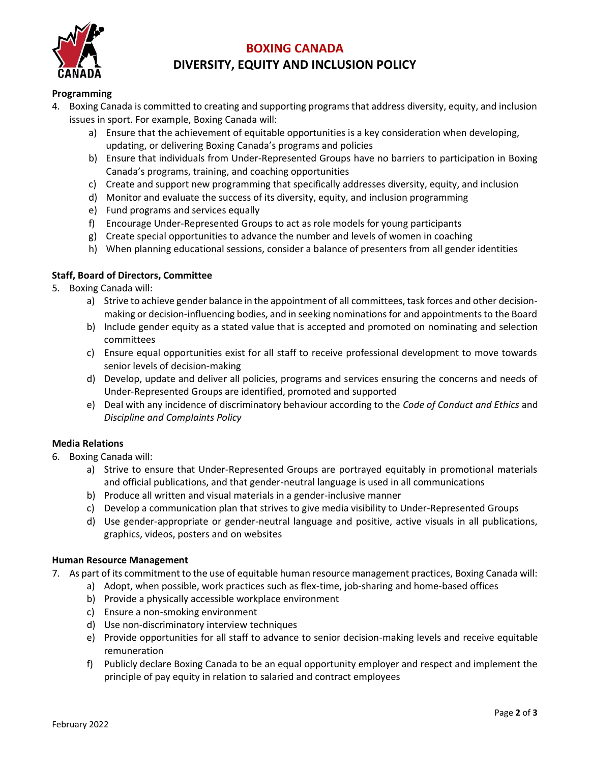### Programming

4. Boxing Canada is committed to creating and supporting programs that address diversity, equity, and inclusion issues in sport. For example, Boxing Canada will:
    a) Ensure that the achievement of equitable opportunities is a key consideration when developing, updating, or delivering Boxing Canada's programs and policies
    b) Ensure that individuals from Under-Represented Groups have no barriers to participation in Boxing Canada's programs, training, and coaching opportunities
    c) Create and support new programming that specifically addresses diversity, equity, and inclusion
    d) Monitor and evaluate the success of its diversity, equity, and inclusion programming
    e) Fund programs and services equally
    f) Encourage Under-Represented Groups to act as role models for young participants
    g) Create special opportunities to advance the number and levels of women in coaching
    h) When planning educational sessions, consider a balance of presenters from all gender identities

### Staff, Board of Directors, Committee

5. Boxing Canada will:
    a) Strive to achieve gender balance in the appointment of all committees, task forces and other decision-making or decision-influencing bodies, and in seeking nominations for and appointments to the Board
    b) Include gender equity as a stated value that is accepted and promoted on nominating and selection committees
    c) Ensure equal opportunities exist for all staff to receive professional development to move towards senior levels of decision-making
    d) Develop, update and deliver all policies, programs and services ensuring the concerns and needs of Under-Represented Groups are identified, promoted and supported
    e) Deal with any incidence of discriminatory behaviour according to the *Code of Conduct and Ethics* and *Discipline and Complaints Policy*

### Media Relations

6. Boxing Canada will:
    a) Strive to ensure that Under-Represented Groups are portrayed equitably in promotional materials and official publications, and that gender-neutral language is used in all communications
    b) Produce all written and visual materials in a gender-inclusive manner
    c) Develop a communication plan that strives to give media visibility to Under-Represented Groups
    d) Use gender-appropriate or gender-neutral language and positive, active visuals in all publications, graphics, videos, posters and on websites

### Human Resource Management

7. As part of its commitment to the use of equitable human resource management practices, Boxing Canada will:
    a) Adopt, when possible, work practices such as flex-time, job-sharing and home-based offices
    b) Provide a physically accessible workplace environment
    c) Ensure a non-smoking environment
    d) Use non-discriminatory interview techniques
    e) Provide opportunities for all staff to advance to senior decision-making levels and receive equitable remuneration
    f) Publicly declare Boxing Canada to be an equal opportunity employer and respect and implement the principle of pay equity in relation to salaried and contract employees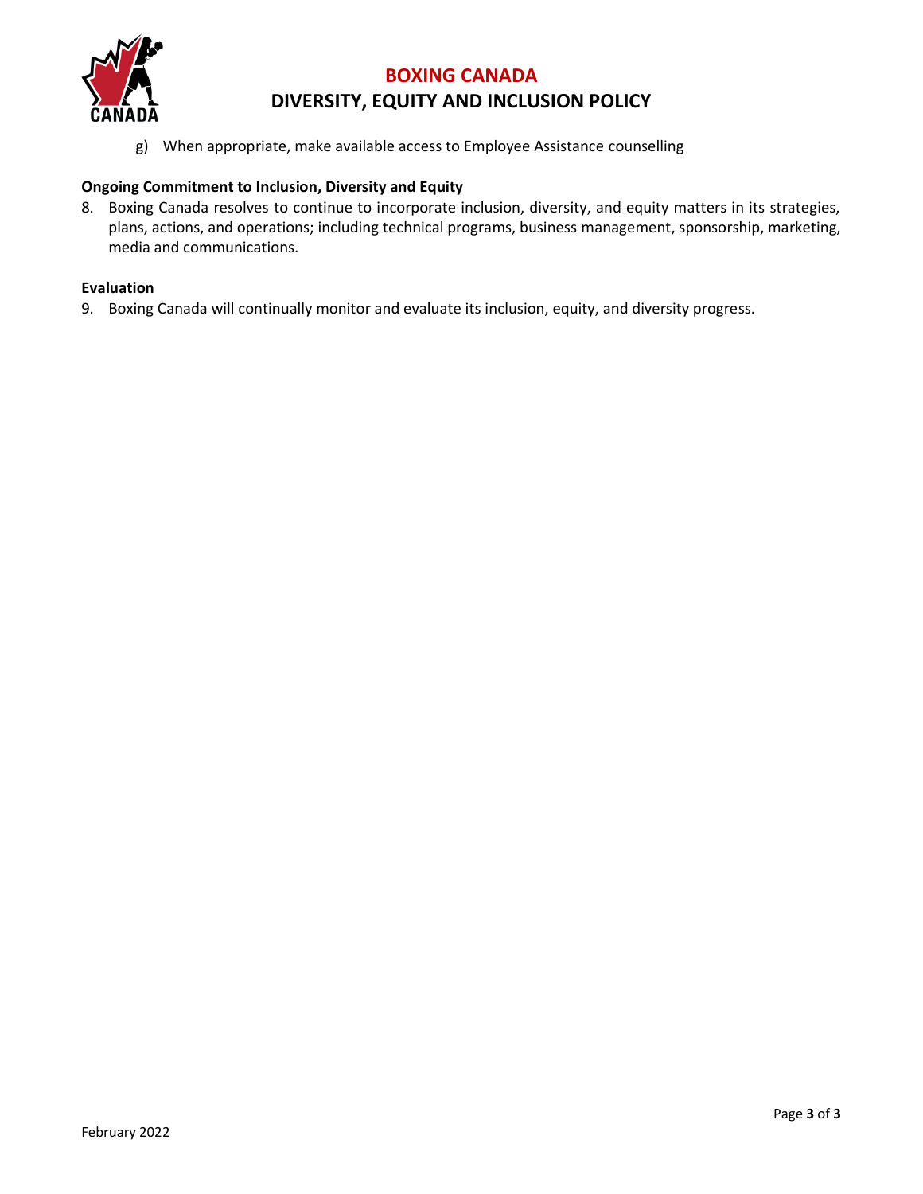g) When appropriate, make available access to Employee Assistance counselling

**Ongoing Commitment to Inclusion, Diversity and Equity**

8. Boxing Canada resolves to continue to incorporate inclusion, diversity, and equity matters in its strategies, plans, actions, and operations; including technical programs, business management, sponsorship, marketing, media and communications.

**Evaluation**

9. Boxing Canada will continually monitor and evaluate its inclusion, equity, and diversity progress.